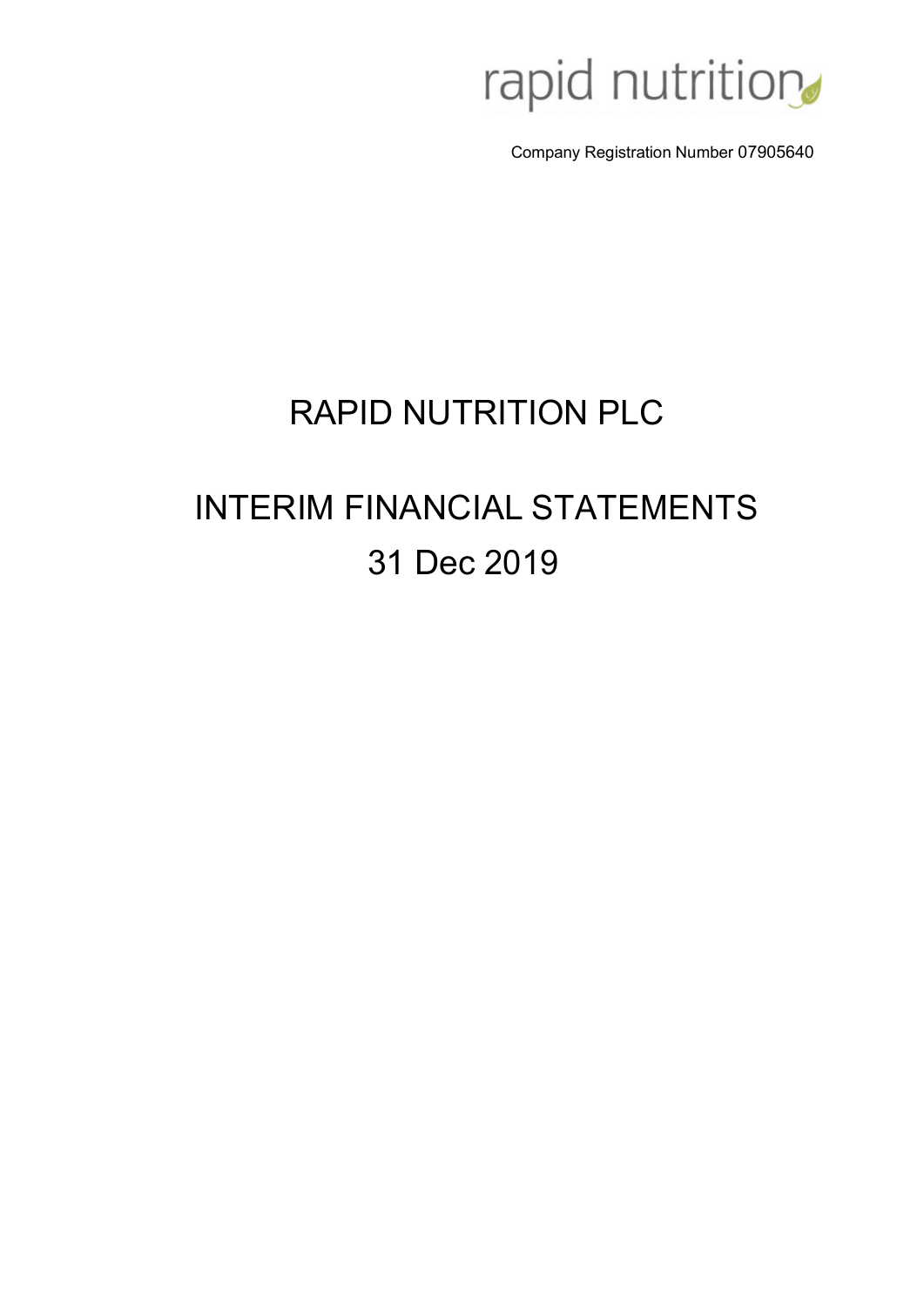rapid nutrition

Company Registration Number 07905640

# RAPID NUTRITION PLC

# INTERIM FINANCIAL STATEMENTS

## 31 Dec 2019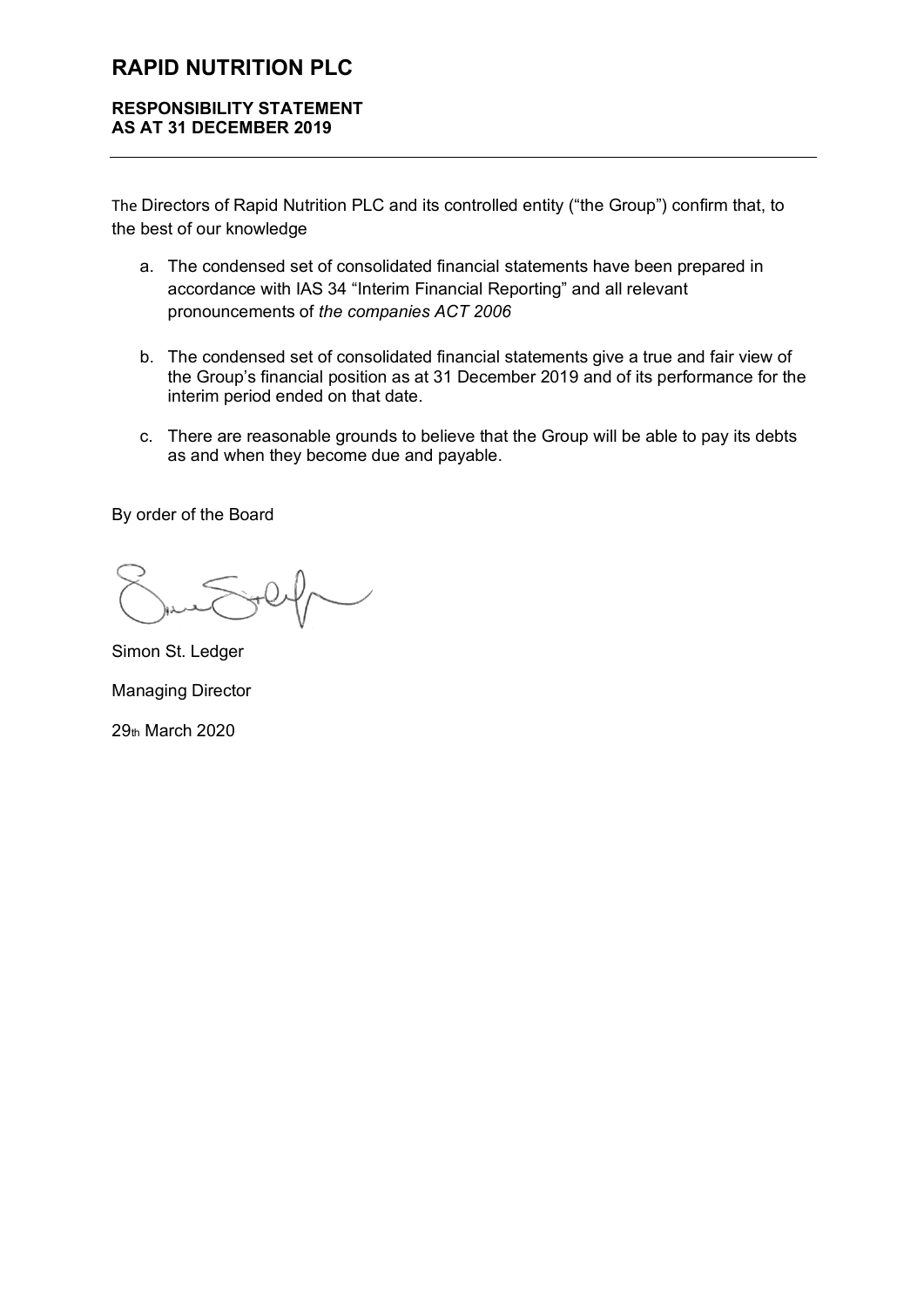# RAPID NUTRITION PLC

**RESPONSIBILITY STATEMENT**
**AS AT 31 DECEMBER 2019**

The Directors of Rapid Nutrition PLC and its controlled entity ("the Group") confirm that, to the best of our knowledge

a. The condensed set of consolidated financial statements have been prepared in accordance with IAS 34 "Interim Financial Reporting" and all relevant pronouncements of *the companies ACT 2006*

b. The condensed set of consolidated financial statements give a true and fair view of the Group's financial position as at 31 December 2019 and of its performance for the interim period ended on that date.

c. There are reasonable grounds to believe that the Group will be able to pay its debts as and when they become due and payable.

By order of the Board

Simon St. Ledger

Managing Director

29th March 2020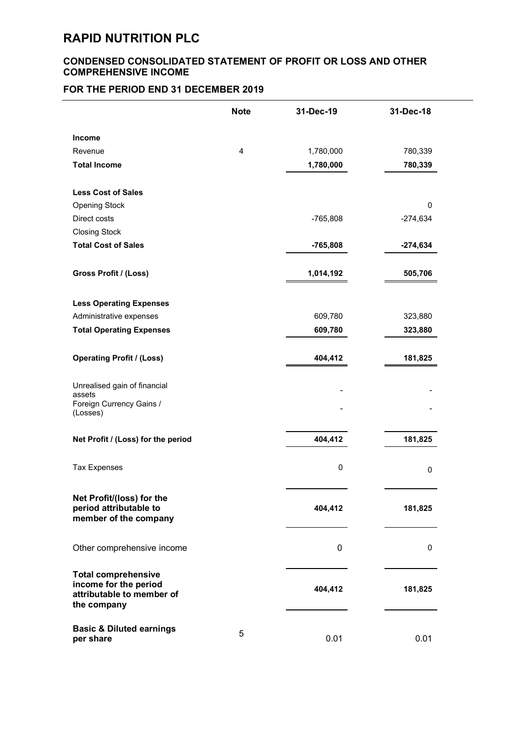# RAPID NUTRITION PLC

## CONDENSED CONSOLIDATED STATEMENT OF PROFIT OR LOSS AND OTHER COMPREHENSIVE INCOME

## FOR THE PERIOD END 31 DECEMBER 2019

| | Note | 31-Dec-19 | 31-Dec-18 |
|---|---|---|---|
| **Income** | | | |
| Revenue | 4 | 1,780,000 | 780,339 |
| **Total Income** | | **1,780,000** | **780,339** |
| **Less Cost of Sales** | | | |
| Opening Stock | | | 0 |
| Direct costs | | -765,808 | -274,634 |
| Closing Stock | | | |
| **Total Cost of Sales** | | **-765,808** | **-274,634** |
| **Gross Profit / (Loss)** | | **1,014,192** | **505,706** |
| **Less Operating Expenses** | | | |
| Administrative expenses | | 609,780 | 323,880 |
| **Total Operating Expenses** | | **609,780** | **323,880** |
| **Operating Profit / (Loss)** | | **404,412** | **181,825** |
| Unrealised gain of financial assets | | - | - |
| Foreign Currency Gains / (Losses) | | - | - |
| **Net Profit / (Loss) for the period** | | **404,412** | **181,825** |
| Tax Expenses | | 0 | 0 |
| **Net Profit/(loss) for the period attributable to member of the company** | | **404,412** | **181,825** |
| Other comprehensive income | | 0 | 0 |
| **Total comprehensive income for the period attributable to member of the company** | | **404,412** | **181,825** |
| **Basic & Diluted earnings per share** | 5 | 0.01 | 0.01 |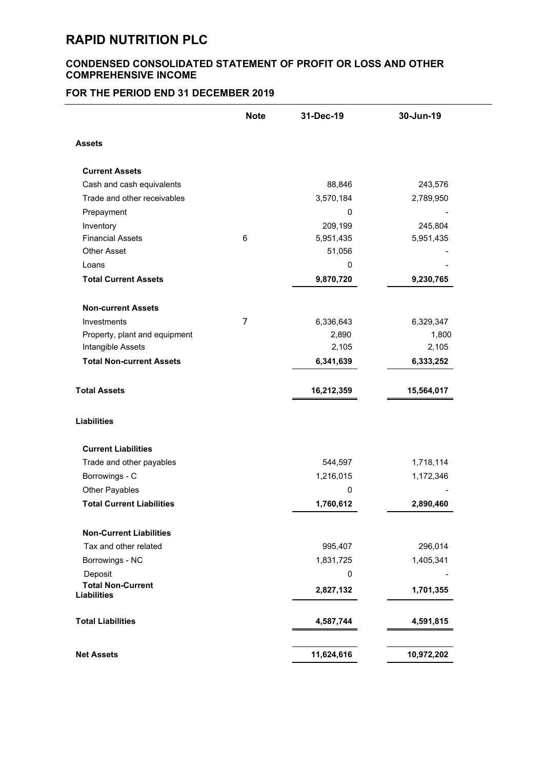# RAPID NUTRITION PLC

## CONDENSED CONSOLIDATED STATEMENT OF PROFIT OR LOSS AND OTHER COMPREHENSIVE INCOME

## FOR THE PERIOD END 31 DECEMBER 2019

| | Note | 31-Dec-19 | 30-Jun-19 |
|---|---|---|---|
| **Assets** | | | |
| **Current Assets** | | | |
| Cash and cash equivalents | | 88,846 | 243,576 |
| Trade and other receivables | | 3,570,184 | 2,789,950 |
| Prepayment | | 0 | - |
| Inventory | | 209,199 | 245,804 |
| Financial Assets | 6 | 5,951,435 | 5,951,435 |
| Other Asset | | 51,056 | - |
| Loans | | 0 | - |
| **Total Current Assets** | | **9,870,720** | **9,230,765** |
| **Non-current Assets** | | | |
| Investments | 7 | 6,336,643 | 6,329,347 |
| Property, plant and equipment | | 2,890 | 1,800 |
| Intangible Assets | | 2,105 | 2,105 |
| **Total Non-current Assets** | | **6,341,639** | **6,333,252** |
| **Total Assets** | | **16,212,359** | **15,564,017** |
| **Liabilities** | | | |
| **Current Liabilities** | | | |
| Trade and other payables | | 544,597 | 1,718,114 |
| Borrowings - C | | 1,216,015 | 1,172,346 |
| Other Payables | | 0 | - |
| **Total Current Liabilities** | | **1,760,612** | **2,890,460** |
| **Non-Current Liabilities** | | | |
| Tax and other related | | 995,407 | 296,014 |
| Borrowings - NC | | 1,831,725 | 1,405,341 |
| Deposit | | 0 | - |
| **Total Non-Current Liabilities** | | **2,827,132** | **1,701,355** |
| **Total Liabilities** | | **4,587,744** | **4,591,815** |
| **Net Assets** | | **11,624,616** | **10,972,202** |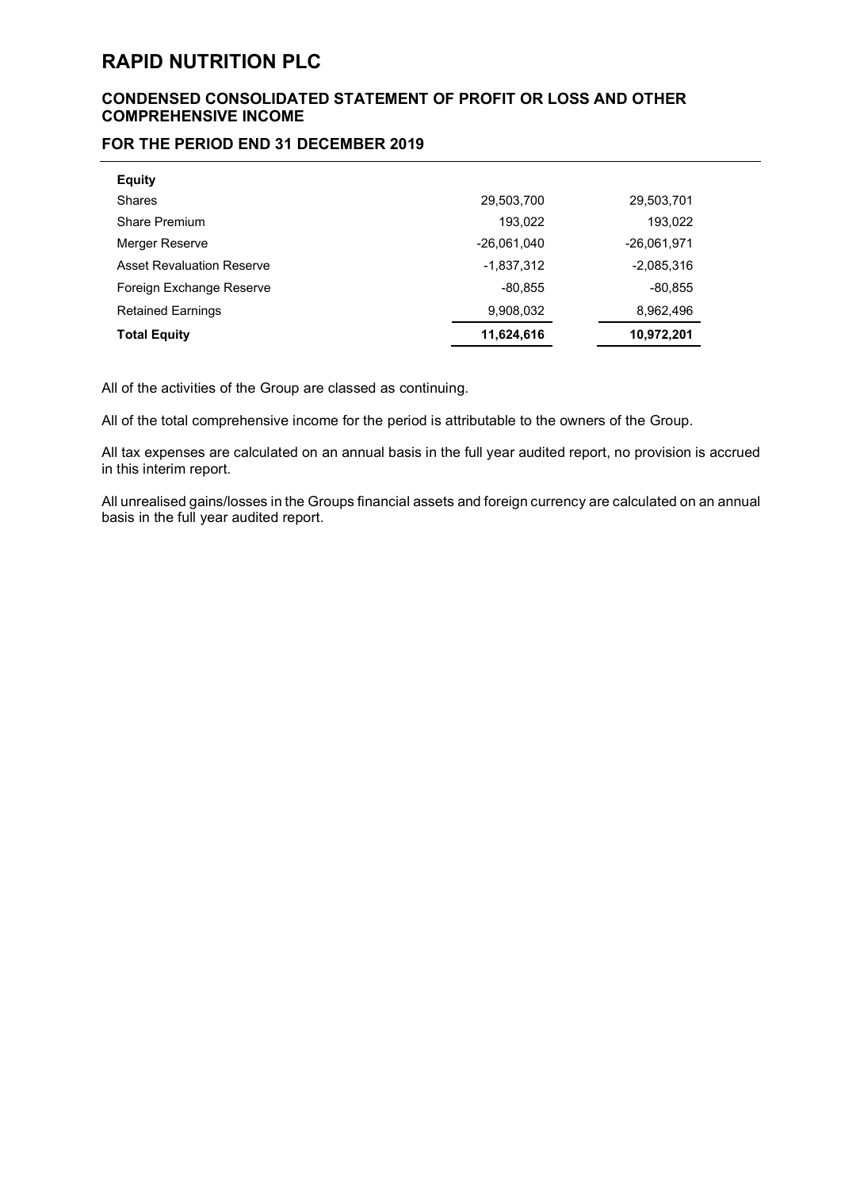# RAPID NUTRITION PLC

## CONDENSED CONSOLIDATED STATEMENT OF PROFIT OR LOSS AND OTHER COMPREHENSIVE INCOME

## FOR THE PERIOD END 31 DECEMBER 2019

| **Equity** | | |
|---|---|---|
| Shares | 29,503,700 | 29,503,701 |
| Share Premium | 193,022 | 193,022 |
| Merger Reserve | -26,061,040 | -26,061,971 |
| Asset Revaluation Reserve | -1,837,312 | -2,085,316 |
| Foreign Exchange Reserve | -80,855 | -80,855 |
| Retained Earnings | 9,908,032 | 8,962,496 |
| **Total Equity** | **11,624,616** | **10,972,201** |

All of the activities of the Group are classed as continuing.

All of the total comprehensive income for the period is attributable to the owners of the Group.

All tax expenses are calculated on an annual basis in the full year audited report, no provision is accrued in this interim report.

All unrealised gains/losses in the Groups financial assets and foreign currency are calculated on an annual basis in the full year audited report.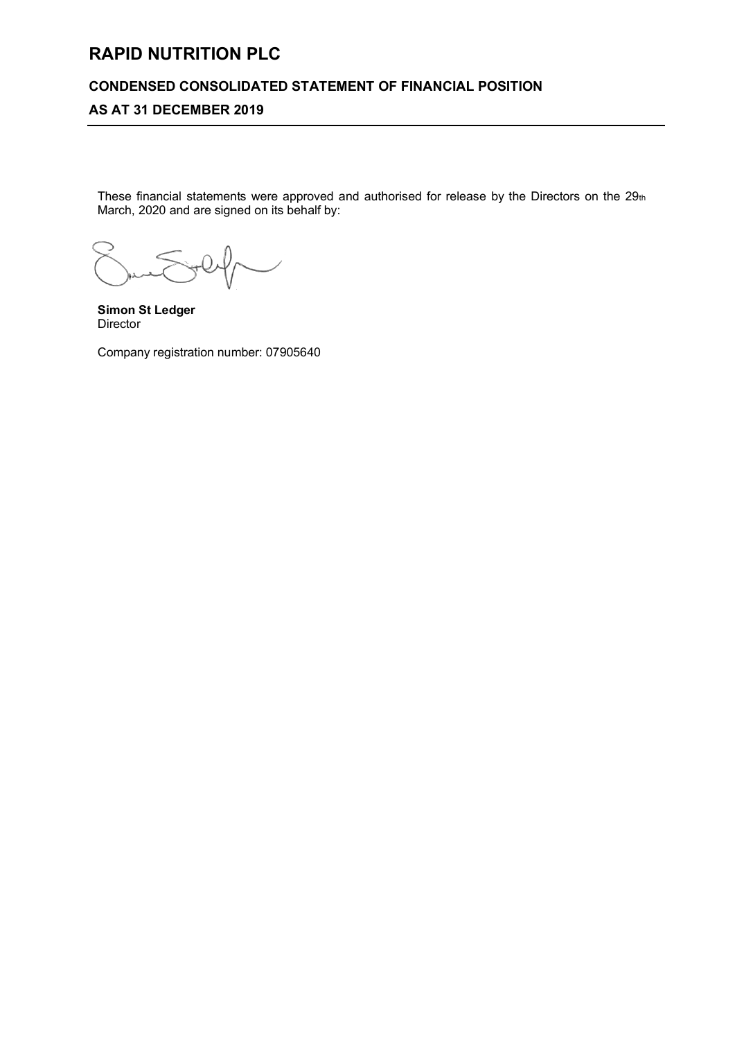# RAPID NUTRITION PLC

## CONDENSED CONSOLIDATED STATEMENT OF FINANCIAL POSITION

## AS AT 31 DECEMBER 2019

These financial statements were approved and authorised for release by the Directors on the 29th March, 2020 and are signed on its behalf by:

**Simon St Ledger**
Director

Company registration number: 07905640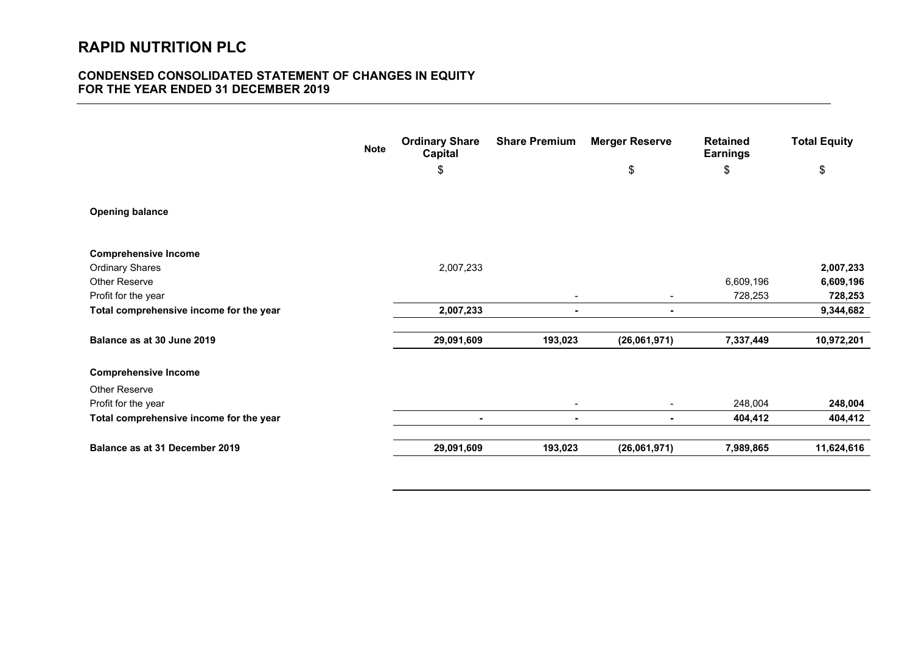# RAPID NUTRITION PLC

## CONDENSED CONSOLIDATED STATEMENT OF CHANGES IN EQUITY
## FOR THE YEAR ENDED 31 DECEMBER 2019

| | Note | Ordinary Share Capital | Share Premium | Merger Reserve | Retained Earnings | Total Equity |
|---|---|---|---|---|---|---|
| | | $ | | $ | $ | $ |
| **Opening balance** | | | | | | |
| **Comprehensive Income** | | | | | | |
| Ordinary Shares | | 2,007,233 | | | | **2,007,233** |
| Other Reserve | | | | | 6,609,196 | **6,609,196** |
| Profit for the year | | | - | - | 728,253 | **728,253** |
| **Total comprehensive income for the year** | | **2,007,233** | **-** | **-** | | **9,344,682** |
| **Balance as at 30 June 2019** | | **29,091,609** | **193,023** | **(26,061,971)** | **7,337,449** | **10,972,201** |
| **Comprehensive Income** | | | | | | |
| Other Reserve | | | | | | |
| Profit for the year | | | - | - | 248,004 | **248,004** |
| **Total comprehensive income for the year** | | **-** | **-** | **-** | **404,412** | **404,412** |
| **Balance as at 31 December 2019** | | **29,091,609** | **193,023** | **(26,061,971)** | **7,989,865** | **11,624,616** |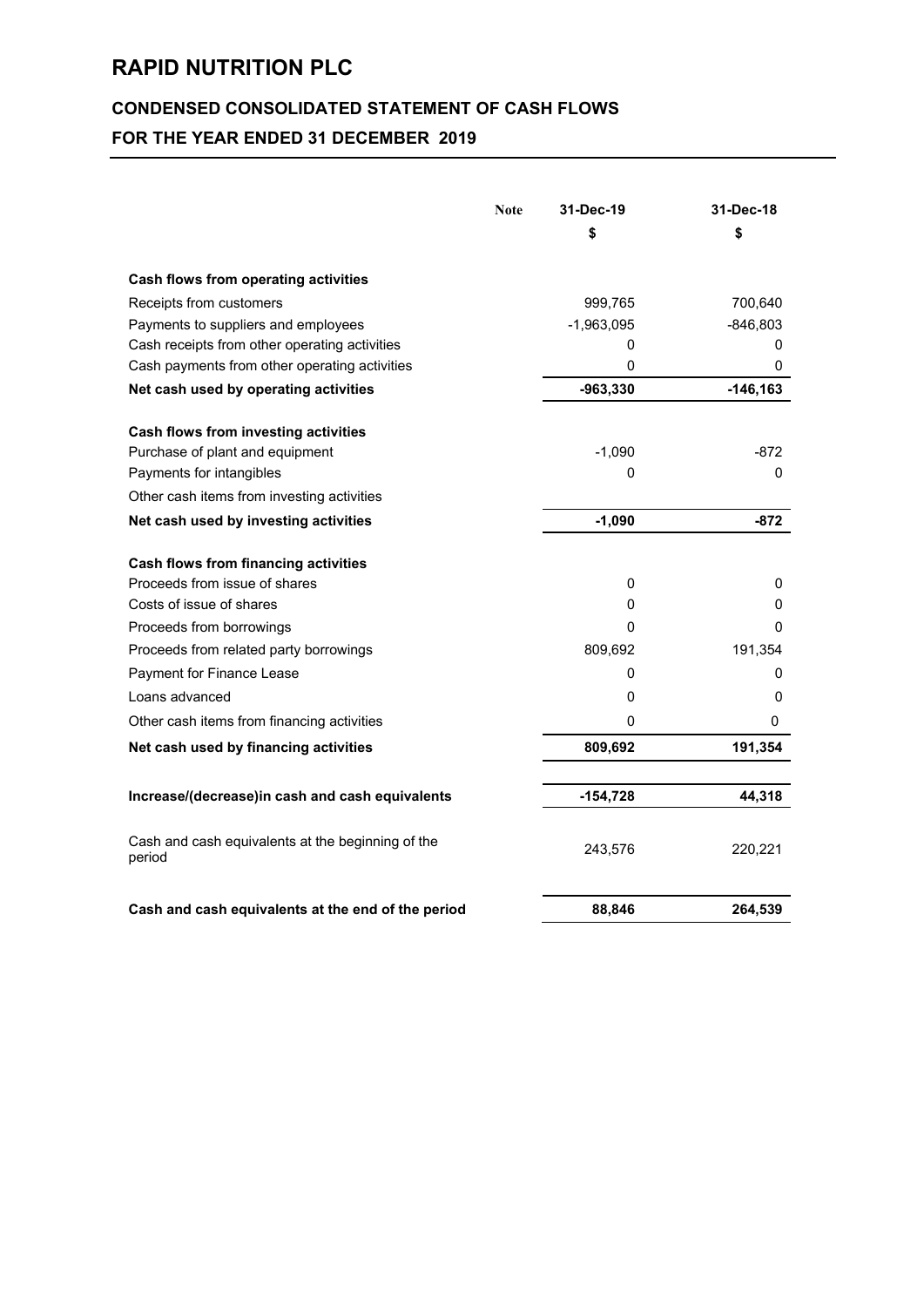# RAPID NUTRITION PLC

## CONDENSED CONSOLIDATED STATEMENT OF CASH FLOWS

## FOR THE YEAR ENDED 31 DECEMBER 2019

| | Note | 31-Dec-19 | 31-Dec-18 |
|---|---|---|---|
| | | $ | $ |
| **Cash flows from operating activities** | | | |
| Receipts from customers | | 999,765 | 700,640 |
| Payments to suppliers and employees | | -1,963,095 | -846,803 |
| Cash receipts from other operating activities | | 0 | 0 |
| Cash payments from other operating activities | | 0 | 0 |
| **Net cash used by operating activities** | | **-963,330** | **-146,163** |
| **Cash flows from investing activities** | | | |
| Purchase of plant and equipment | | -1,090 | -872 |
| Payments for intangibles | | 0 | 0 |
| Other cash items from investing activities | | | |
| **Net cash used by investing activities** | | **-1,090** | **-872** |
| **Cash flows from financing activities** | | | |
| Proceeds from issue of shares | | 0 | 0 |
| Costs of issue of shares | | 0 | 0 |
| Proceeds from borrowings | | 0 | 0 |
| Proceeds from related party borrowings | | 809,692 | 191,354 |
| Payment for Finance Lease | | 0 | 0 |
| Loans advanced | | 0 | 0 |
| Other cash items from financing activities | | 0 | 0 |
| **Net cash used by financing activities** | | **809,692** | **191,354** |
| **Increase/(decrease)in cash and cash equivalents** | | **-154,728** | **44,318** |
| Cash and cash equivalents at the beginning of the period | | 243,576 | 220,221 |
| **Cash and cash equivalents at the end of the period** | | **88,846** | **264,539** |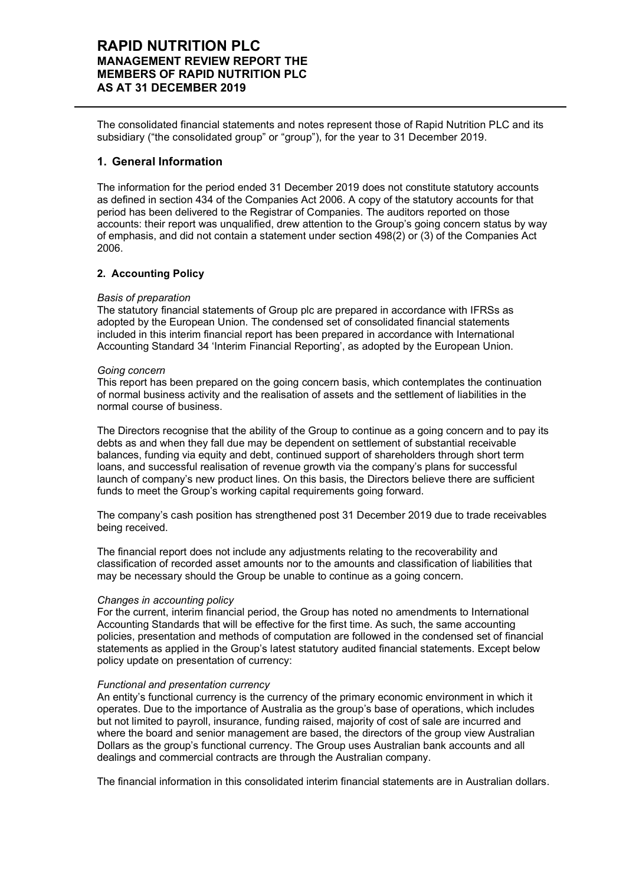# RAPID NUTRITION PLC
## MANAGEMENT REVIEW REPORT THE MEMBERS OF RAPID NUTRITION PLC AS AT 31 DECEMBER 2019

The consolidated financial statements and notes represent those of Rapid Nutrition PLC and its subsidiary ("the consolidated group" or "group"), for the year to 31 December 2019.

## 1. General Information

The information for the period ended 31 December 2019 does not constitute statutory accounts as defined in section 434 of the Companies Act 2006. A copy of the statutory accounts for that period has been delivered to the Registrar of Companies. The auditors reported on those accounts: their report was unqualified, drew attention to the Group's going concern status by way of emphasis, and did not contain a statement under section 498(2) or (3) of the Companies Act 2006.

### 2. Accounting Policy

*Basis of preparation*
The statutory financial statements of Group plc are prepared in accordance with IFRSs as adopted by the European Union. The condensed set of consolidated financial statements included in this interim financial report has been prepared in accordance with International Accounting Standard 34 'Interim Financial Reporting', as adopted by the European Union.

*Going concern*
This report has been prepared on the going concern basis, which contemplates the continuation of normal business activity and the realisation of assets and the settlement of liabilities in the normal course of business.

The Directors recognise that the ability of the Group to continue as a going concern and to pay its debts as and when they fall due may be dependent on settlement of substantial receivable balances, funding via equity and debt, continued support of shareholders through short term loans, and successful realisation of revenue growth via the company's plans for successful launch of company's new product lines. On this basis, the Directors believe there are sufficient funds to meet the Group's working capital requirements going forward.

The company's cash position has strengthened post 31 December 2019 due to trade receivables being received.

The financial report does not include any adjustments relating to the recoverability and classification of recorded asset amounts nor to the amounts and classification of liabilities that may be necessary should the Group be unable to continue as a going concern.

*Changes in accounting policy*
For the current, interim financial period, the Group has noted no amendments to International Accounting Standards that will be effective for the first time. As such, the same accounting policies, presentation and methods of computation are followed in the condensed set of financial statements as applied in the Group's latest statutory audited financial statements. Except below policy update on presentation of currency:

*Functional and presentation currency*
An entity's functional currency is the currency of the primary economic environment in which it operates. Due to the importance of Australia as the group's base of operations, which includes but not limited to payroll, insurance, funding raised, majority of cost of sale are incurred and where the board and senior management are based, the directors of the group view Australian Dollars as the group's functional currency. The Group uses Australian bank accounts and all dealings and commercial contracts are through the Australian company.

The financial information in this consolidated interim financial statements are in Australian dollars.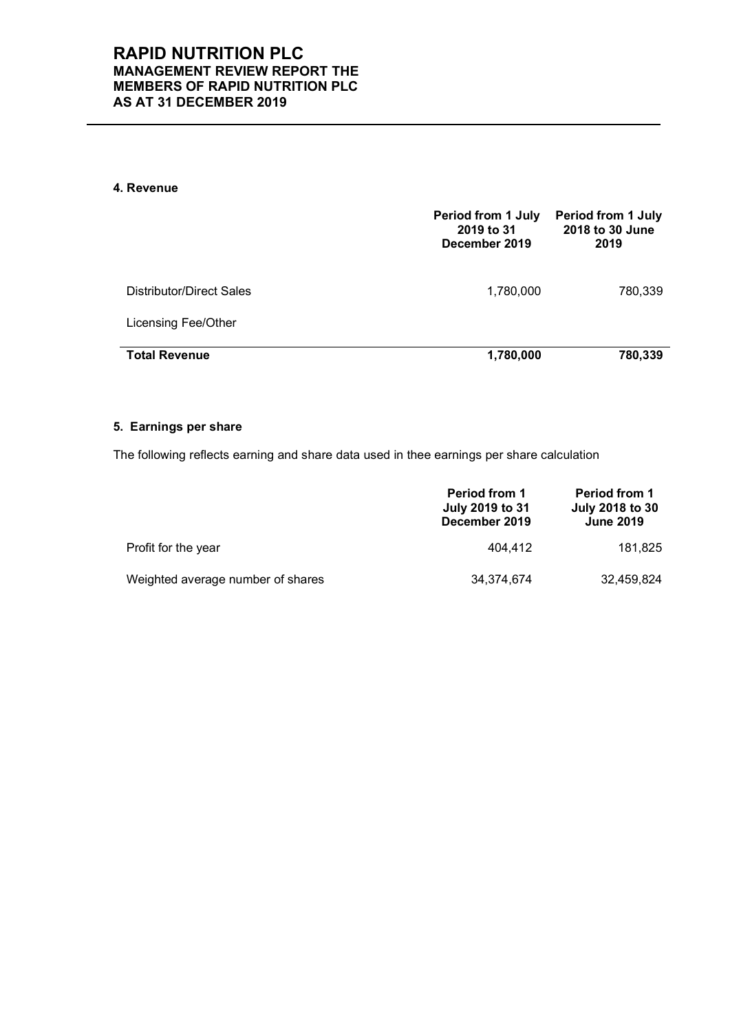# RAPID NUTRITION PLC
## MANAGEMENT REVIEW REPORT THE MEMBERS OF RAPID NUTRITION PLC AS AT 31 DECEMBER 2019

### 4. Revenue

| | Period from 1 July 2019 to 31 December 2019 | Period from 1 July 2018 to 30 June 2019 |
|---|---|---|
| Distributor/Direct Sales | 1,780,000 | 780,339 |
| Licensing Fee/Other | | |
| **Total Revenue** | **1,780,000** | **780,339** |

### 5. Earnings per share

The following reflects earning and share data used in thee earnings per share calculation

| | Period from 1 July 2019 to 31 December 2019 | Period from 1 July 2018 to 30 June 2019 |
|---|---|---|
| Profit for the year | 404,412 | 181,825 |
| Weighted average number of shares | 34,374,674 | 32,459,824 |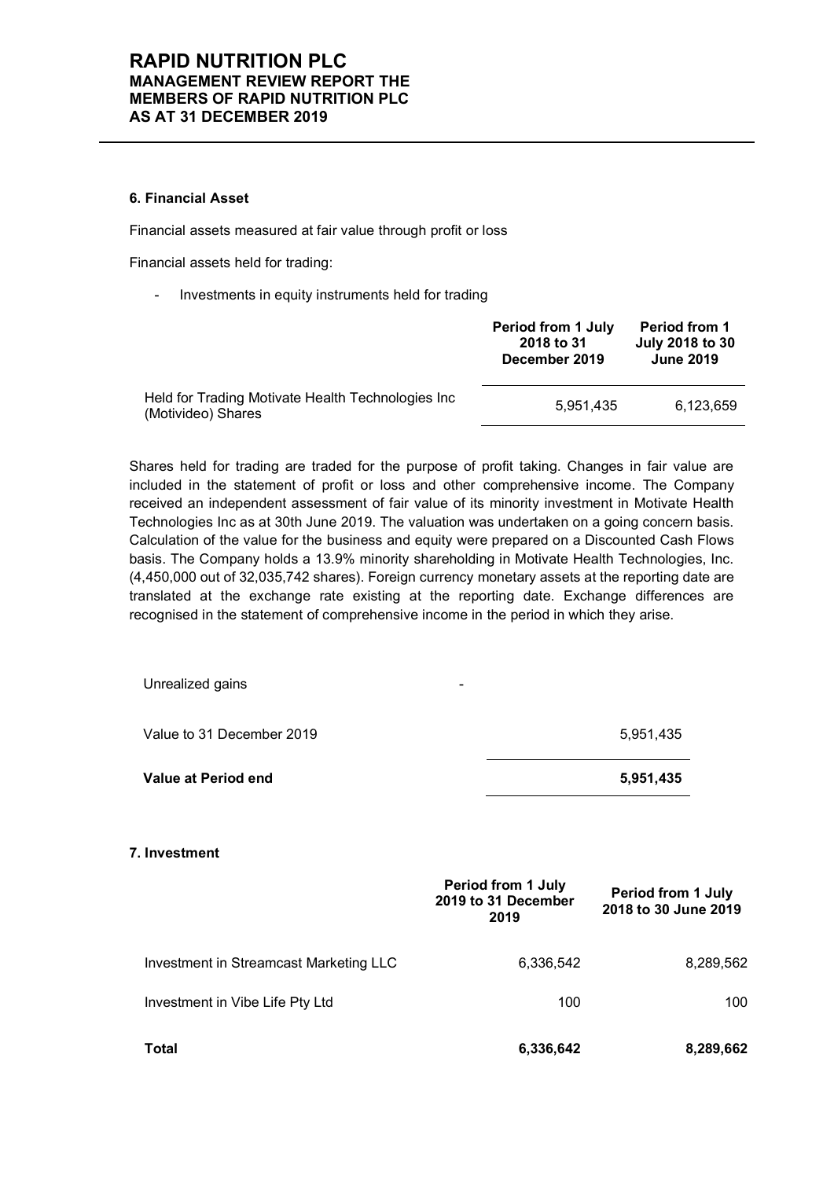## 6. Financial Asset

Financial assets measured at fair value through profit or loss

Financial assets held for trading:

- Investments in equity instruments held for trading

| | Period from 1 July 2018 to 31 December 2019 | Period from 1 July 2018 to 30 June 2019 |
|---|---|---|
| Held for Trading Motivate Health Technologies Inc (Motivideo) Shares | 5,951,435 | 6,123,659 |

Shares held for trading are traded for the purpose of profit taking. Changes in fair value are included in the statement of profit or loss and other comprehensive income. The Company received an independent assessment of fair value of its minority investment in Motivate Health Technologies Inc as at 30th June 2019. The valuation was undertaken on a going concern basis. Calculation of the value for the business and equity were prepared on a Discounted Cash Flows basis. The Company holds a 13.9% minority shareholding in Motivate Health Technologies, Inc. (4,450,000 out of 32,035,742 shares). Foreign currency monetary assets at the reporting date are translated at the exchange rate existing at the reporting date. Exchange differences are recognised in the statement of comprehensive income in the period in which they arise.

| | | |
|---|---|---|
| Unrealized gains | - | |
| Value to 31 December 2019 | | 5,951,435 |
| **Value at Period end** | | **5,951,435** |

## 7. Investment

| | Period from 1 July 2019 to 31 December 2019 | Period from 1 July 2018 to 30 June 2019 |
|---|---|---|
| Investment in Streamcast Marketing LLC | 6,336,542 | 8,289,562 |
| Investment in Vibe Life Pty Ltd | 100 | 100 |
| **Total** | **6,336,642** | **8,289,662** |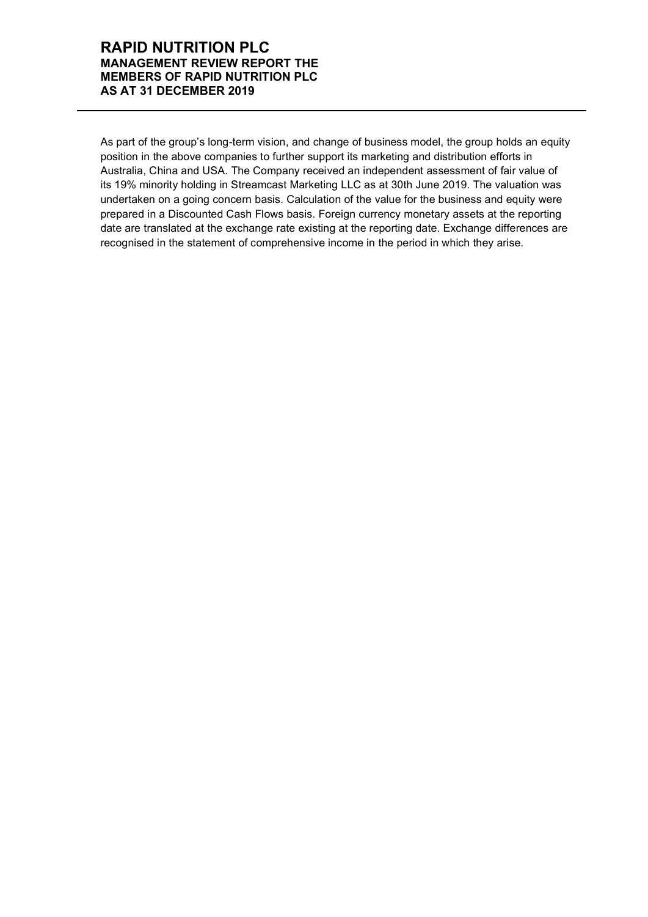As part of the group's long-term vision, and change of business model, the group holds an equity position in the above companies to further support its marketing and distribution efforts in Australia, China and USA. The Company received an independent assessment of fair value of its 19% minority holding in Streamcast Marketing LLC as at 30th June 2019. The valuation was undertaken on a going concern basis. Calculation of the value for the business and equity were prepared in a Discounted Cash Flows basis. Foreign currency monetary assets at the reporting date are translated at the exchange rate existing at the reporting date. Exchange differences are recognised in the statement of comprehensive income in the period in which they arise.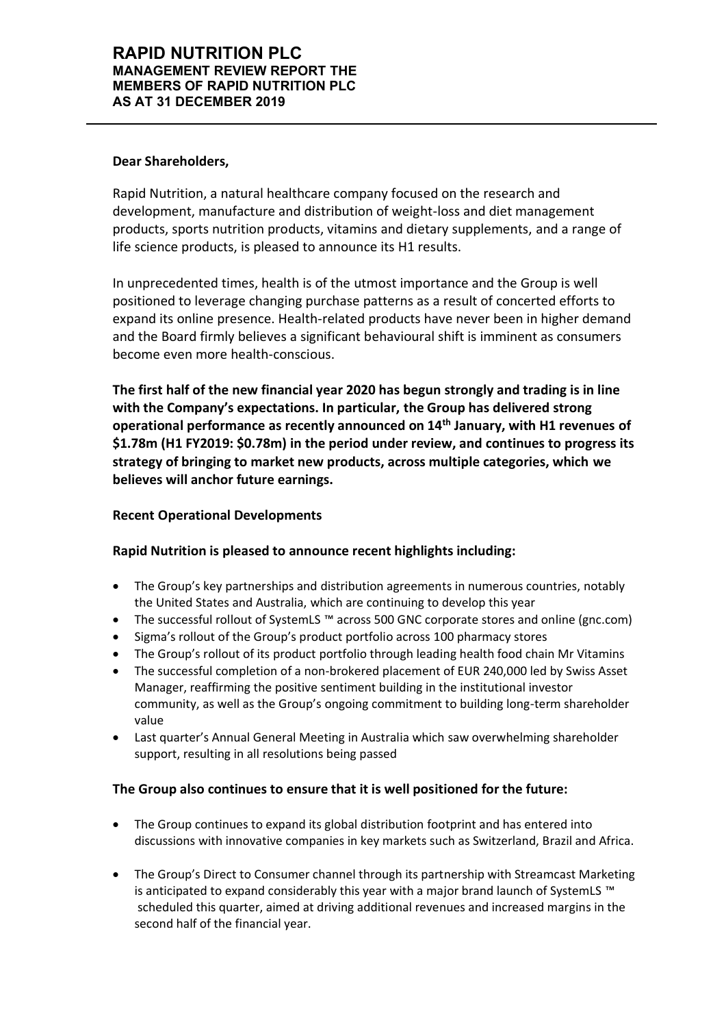# RAPID NUTRITION PLC
## MANAGEMENT REVIEW REPORT THE MEMBERS OF RAPID NUTRITION PLC AS AT 31 DECEMBER 2019

**Dear Shareholders,**

Rapid Nutrition, a natural healthcare company focused on the research and development, manufacture and distribution of weight-loss and diet management products, sports nutrition products, vitamins and dietary supplements, and a range of life science products, is pleased to announce its H1 results.

In unprecedented times, health is of the utmost importance and the Group is well positioned to leverage changing purchase patterns as a result of concerted efforts to expand its online presence. Health-related products have never been in higher demand and the Board firmly believes a significant behavioural shift is imminent as consumers become even more health-conscious.

**The first half of the new financial year 2020 has begun strongly and trading is in line with the Company's expectations. In particular, the Group has delivered strong operational performance as recently announced on 14th January, with H1 revenues of \$1.78m (H1 FY2019: \$0.78m) in the period under review, and continues to progress its strategy of bringing to market new products, across multiple categories, which we believes will anchor future earnings.**

**Recent Operational Developments**

**Rapid Nutrition is pleased to announce recent highlights including:**

- The Group's key partnerships and distribution agreements in numerous countries, notably the United States and Australia, which are continuing to develop this year
- The successful rollout of SystemLS ™ across 500 GNC corporate stores and online (gnc.com)
- Sigma's rollout of the Group's product portfolio across 100 pharmacy stores
- The Group's rollout of its product portfolio through leading health food chain Mr Vitamins
- The successful completion of a non-brokered placement of EUR 240,000 led by Swiss Asset Manager, reaffirming the positive sentiment building in the institutional investor community, as well as the Group's ongoing commitment to building long-term shareholder value
- Last quarter's Annual General Meeting in Australia which saw overwhelming shareholder support, resulting in all resolutions being passed

**The Group also continues to ensure that it is well positioned for the future:**

- The Group continues to expand its global distribution footprint and has entered into discussions with innovative companies in key markets such as Switzerland, Brazil and Africa.
- The Group's Direct to Consumer channel through its partnership with Streamcast Marketing is anticipated to expand considerably this year with a major brand launch of SystemLS ™ scheduled this quarter, aimed at driving additional revenues and increased margins in the second half of the financial year.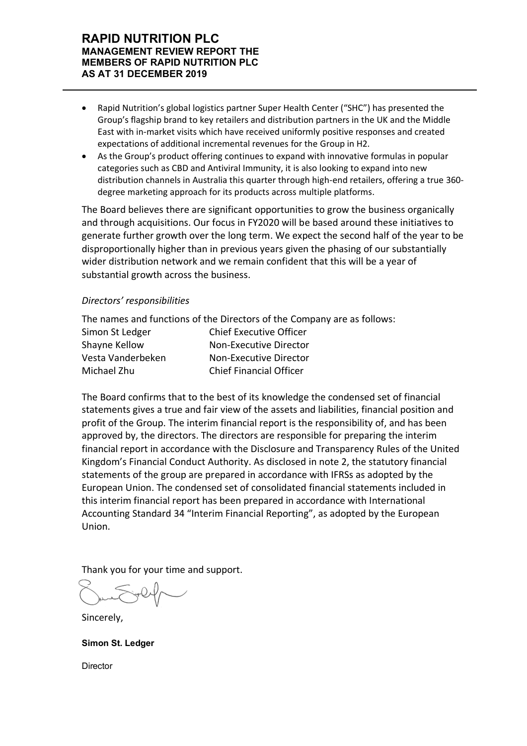- Rapid Nutrition's global logistics partner Super Health Center ("SHC") has presented the Group's flagship brand to key retailers and distribution partners in the UK and the Middle East with in-market visits which have received uniformly positive responses and created expectations of additional incremental revenues for the Group in H2.
- As the Group's product offering continues to expand with innovative formulas in popular categories such as CBD and Antiviral Immunity, it is also looking to expand into new distribution channels in Australia this quarter through high-end retailers, offering a true 360-degree marketing approach for its products across multiple platforms.

The Board believes there are significant opportunities to grow the business organically and through acquisitions. Our focus in FY2020 will be based around these initiatives to generate further growth over the long term. We expect the second half of the year to be disproportionally higher than in previous years given the phasing of our substantially wider distribution network and we remain confident that this will be a year of substantial growth across the business.

*Directors' responsibilities*

The names and functions of the Directors of the Company are as follows:

| | |
|---|---|
| Simon St Ledger | Chief Executive Officer |
| Shayne Kellow | Non-Executive Director |
| Vesta Vanderbeken | Non-Executive Director |
| Michael Zhu | Chief Financial Officer |

The Board confirms that to the best of its knowledge the condensed set of financial statements gives a true and fair view of the assets and liabilities, financial position and profit of the Group. The interim financial report is the responsibility of, and has been approved by, the directors. The directors are responsible for preparing the interim financial report in accordance with the Disclosure and Transparency Rules of the United Kingdom's Financial Conduct Authority. As disclosed in note 2, the statutory financial statements of the group are prepared in accordance with IFRSs as adopted by the European Union. The condensed set of consolidated financial statements included in this interim financial report has been prepared in accordance with International Accounting Standard 34 "Interim Financial Reporting", as adopted by the European Union.

Thank you for your time and support.

Sincerely,

**Simon St. Ledger**

Director